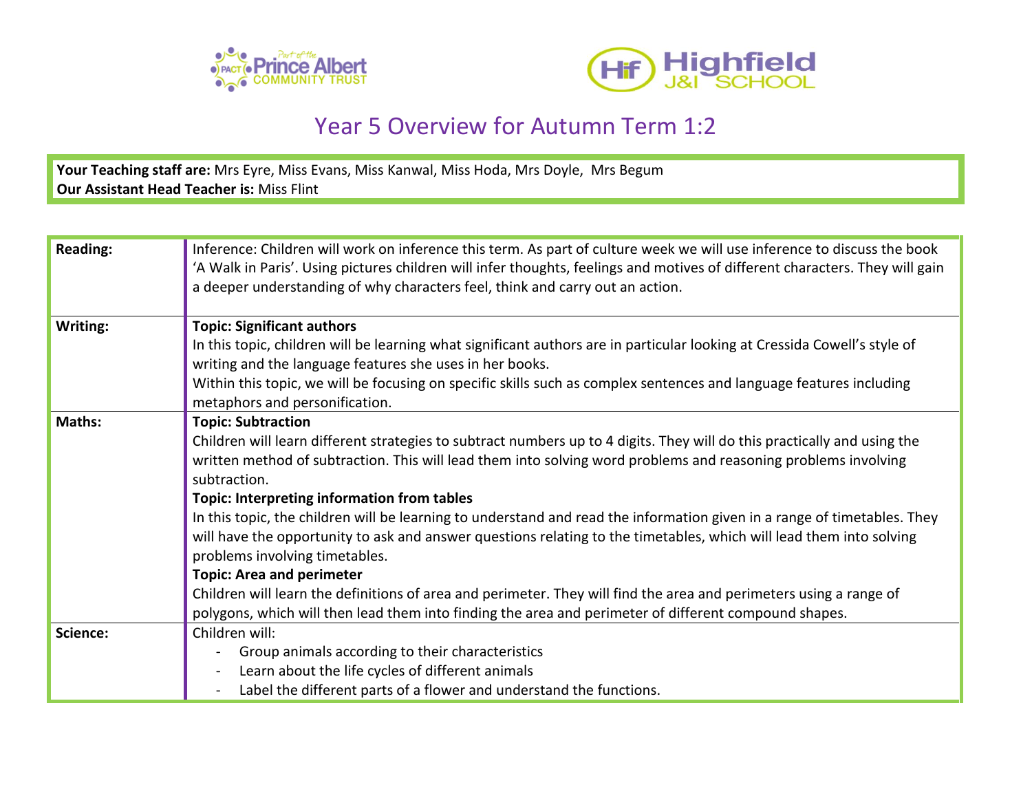# Year 5 Overview for Autumn Term 1:2

**Your Teaching staff are:** Mrs Eyre, Miss Evans, Miss Kanwal, Miss Hoda, Mrs Doyle, Mrs Begum
**Our Assistant Head Teacher is:** Miss Flint

| | |
|---|---|
| **Reading:** | Inference: Children will work on inference this term. As part of culture week we will use inference to discuss the book 'A Walk in Paris'. Using pictures children will infer thoughts, feelings and motives of different characters. They will gain a deeper understanding of why characters feel, think and carry out an action. |
| **Writing:** | **Topic: Significant authors**<br>In this topic, children will be learning what significant authors are in particular looking at Cressida Cowell's style of writing and the language features she uses in her books.<br>Within this topic, we will be focusing on specific skills such as complex sentences and language features including metaphors and personification. |
| **Maths:** | **Topic: Subtraction**<br>Children will learn different strategies to subtract numbers up to 4 digits. They will do this practically and using the written method of subtraction. This will lead them into solving word problems and reasoning problems involving subtraction.<br>**Topic: Interpreting information from tables**<br>In this topic, the children will be learning to understand and read the information given in a range of timetables. They will have the opportunity to ask and answer questions relating to the timetables, which will lead them into solving problems involving timetables.<br>**Topic: Area and perimeter**<br>Children will learn the definitions of area and perimeter. They will find the area and perimeters using a range of polygons, which will then lead them into finding the area and perimeter of different compound shapes. |
| **Science:** | Children will:<br>- Group animals according to their characteristics<br>- Learn about the life cycles of different animals<br>- Label the different parts of a flower and understand the functions. |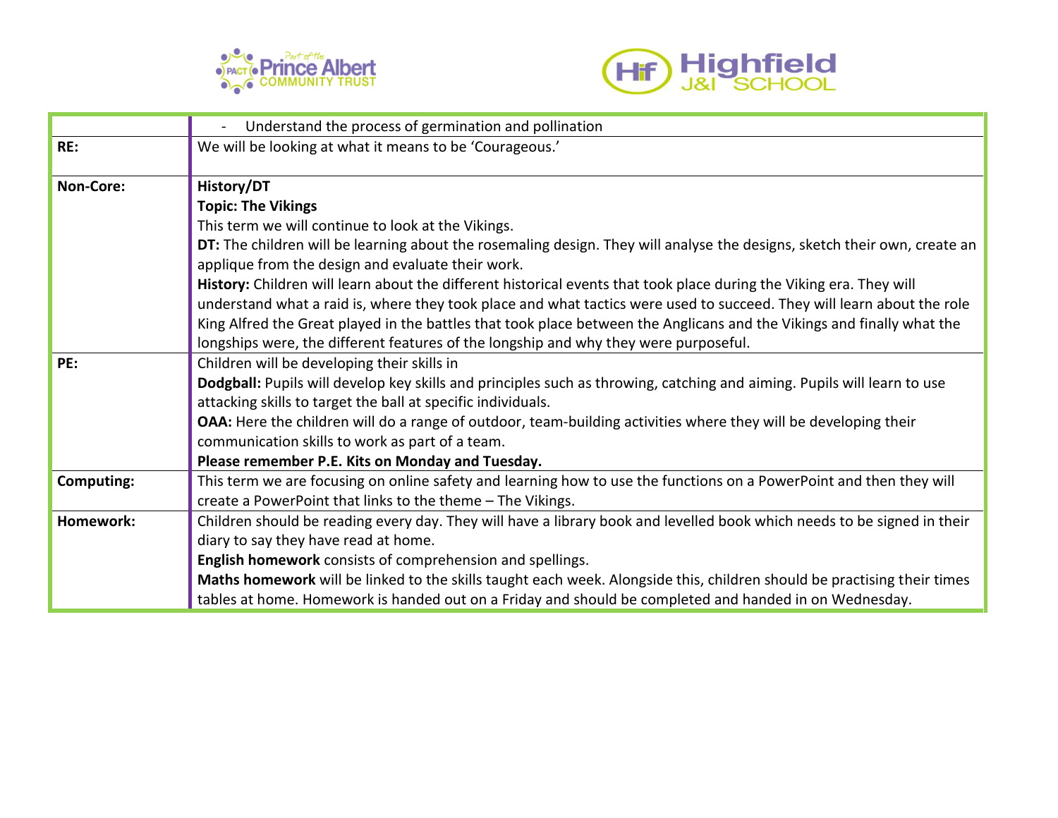| | |
|---|---|
| | - Understand the process of germination and pollination |
| **RE:** | We will be looking at what it means to be 'Courageous.' |
| **Non-Core:** | **History/DT**<br>**Topic: The Vikings**<br>This term we will continue to look at the Vikings.<br>**DT:** The children will be learning about the rosemaling design. They will analyse the designs, sketch their own, create an applique from the design and evaluate their work.<br>**History:** Children will learn about the different historical events that took place during the Viking era. They will understand what a raid is, where they took place and what tactics were used to succeed. They will learn about the role King Alfred the Great played in the battles that took place between the Anglicans and the Vikings and finally what the longships were, the different features of the longship and why they were purposeful. |
| **PE:** | Children will be developing their skills in<br>**Dodgball:** Pupils will develop key skills and principles such as throwing, catching and aiming. Pupils will learn to use attacking skills to target the ball at specific individuals.<br>**OAA:** Here the children will do a range of outdoor, team-building activities where they will be developing their communication skills to work as part of a team.<br>**Please remember P.E. Kits on Monday and Tuesday.** |
| **Computing:** | This term we are focusing on online safety and learning how to use the functions on a PowerPoint and then they will create a PowerPoint that links to the theme – The Vikings. |
| **Homework:** | Children should be reading every day. They will have a library book and levelled book which needs to be signed in their diary to say they have read at home.<br>**English homework** consists of comprehension and spellings.<br>**Maths homework** will be linked to the skills taught each week. Alongside this, children should be practising their times tables at home. Homework is handed out on a Friday and should be completed and handed in on Wednesday. |